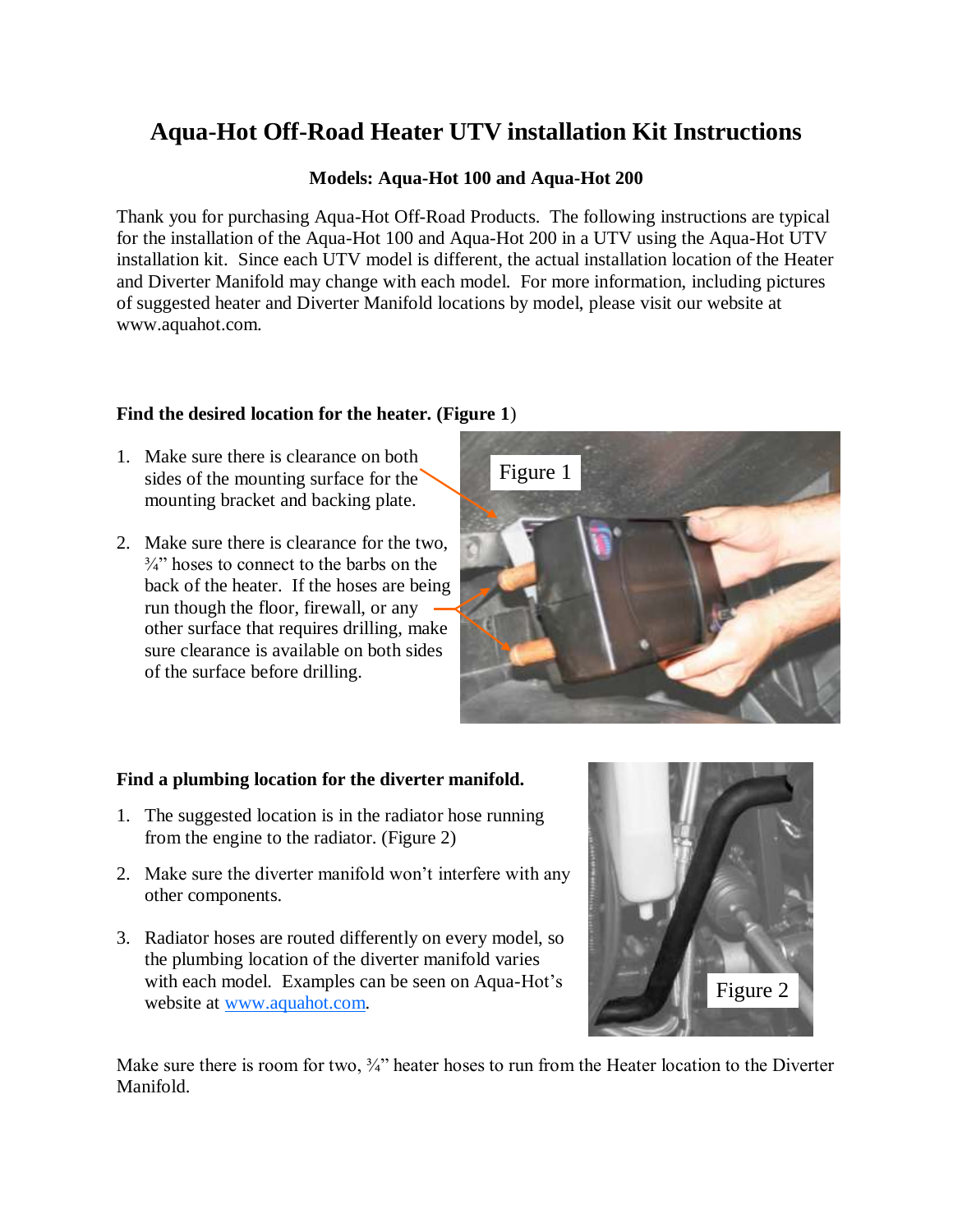# Aqua-Hot Off-Road Heater UTV installation Kit Instructions

**Models: Aqua-Hot 100 and Aqua-Hot 200**

Thank you for purchasing Aqua-Hot Off-Road Products. The following instructions are typical for the installation of the Aqua-Hot 100 and Aqua-Hot 200 in a UTV using the Aqua-Hot UTV installation kit. Since each UTV model is different, the actual installation location of the Heater and Diverter Manifold may change with each model. For more information, including pictures of suggested heater and Diverter Manifold locations by model, please visit our website at www.aquahot.com.

## Find the desired location for the heater. (Figure 1)

1. Make sure there is clearance on both sides of the mounting surface for the mounting bracket and backing plate.
2. Make sure there is clearance for the two, ¾" hoses to connect to the barbs on the back of the heater. If the hoses are being run though the floor, firewall, or any other surface that requires drilling, make sure clearance is available on both sides of the surface before drilling.

Figure 1

## Find a plumbing location for the diverter manifold.

1. The suggested location is in the radiator hose running from the engine to the radiator. (Figure 2)
2. Make sure the diverter manifold won't interfere with any other components.
3. Radiator hoses are routed differently on every model, so the plumbing location of the diverter manifold varies with each model. Examples can be seen on Aqua-Hot's website at www.aquahot.com.

Figure 2

Make sure there is room for two, ¾" heater hoses to run from the Heater location to the Diverter Manifold.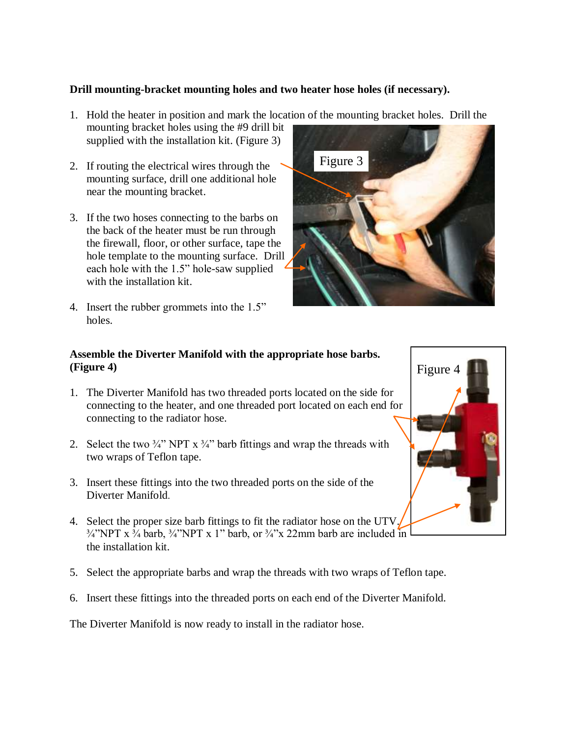**Drill mounting-bracket mounting holes and two heater hose holes (if necessary).**

1. Hold the heater in position and mark the location of the mounting bracket holes. Drill the mounting bracket holes using the #9 drill bit supplied with the installation kit. (Figure 3)
2. If routing the electrical wires through the mounting surface, drill one additional hole near the mounting bracket.
3. If the two hoses connecting to the barbs on the back of the heater must be run through the firewall, floor, or other surface, tape the hole template to the mounting surface. Drill each hole with the 1.5" hole-saw supplied with the installation kit.
4. Insert the rubber grommets into the 1.5" holes.

Figure 3

**Assemble the Diverter Manifold with the appropriate hose barbs. (Figure 4)**

1. The Diverter Manifold has two threaded ports located on the side for connecting to the heater, and one threaded port located on each end for connecting to the radiator hose.
2. Select the two ¾" NPT x ¾" barb fittings and wrap the threads with two wraps of Teflon tape.
3. Insert these fittings into the two threaded ports on the side of the Diverter Manifold.
4. Select the proper size barb fittings to fit the radiator hose on the UTV. ¾"NPT x ¾ barb, ¾"NPT x 1" barb, or ¾"x 22mm barb are included in the installation kit.
5. Select the appropriate barbs and wrap the threads with two wraps of Teflon tape.
6. Insert these fittings into the threaded ports on each end of the Diverter Manifold.

Figure 4

The Diverter Manifold is now ready to install in the radiator hose.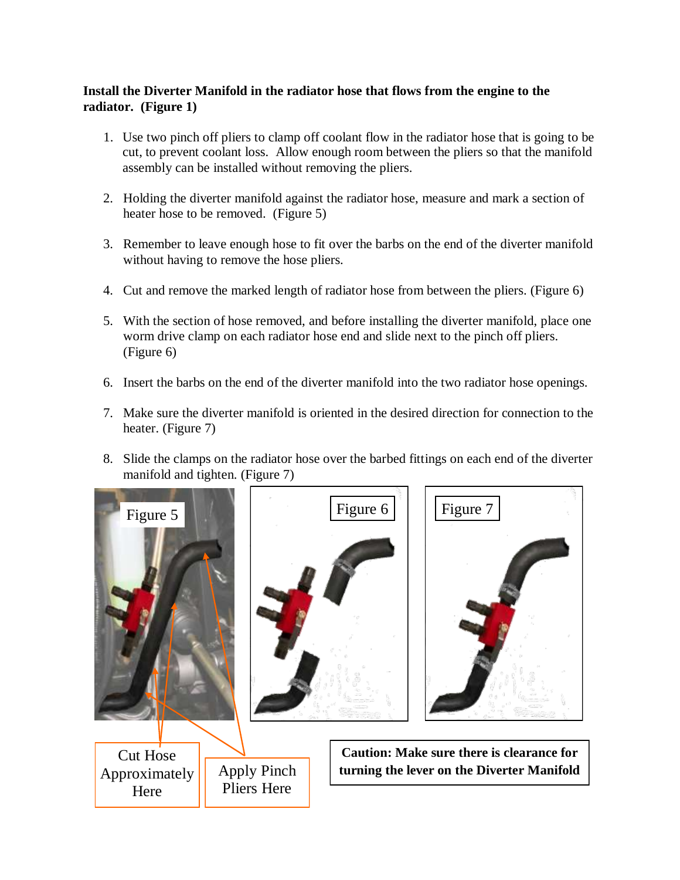**Install the Diverter Manifold in the radiator hose that flows from the engine to the radiator. (Figure 1)**

1. Use two pinch off pliers to clamp off coolant flow in the radiator hose that is going to be cut, to prevent coolant loss. Allow enough room between the pliers so that the manifold assembly can be installed without removing the pliers.

2. Holding the diverter manifold against the radiator hose, measure and mark a section of heater hose to be removed. (Figure 5)

3. Remember to leave enough hose to fit over the barbs on the end of the diverter manifold without having to remove the hose pliers.

4. Cut and remove the marked length of radiator hose from between the pliers. (Figure 6)

5. With the section of hose removed, and before installing the diverter manifold, place one worm drive clamp on each radiator hose end and slide next to the pinch off pliers. (Figure 6)

6. Insert the barbs on the end of the diverter manifold into the two radiator hose openings.

7. Make sure the diverter manifold is oriented in the desired direction for connection to the heater. (Figure 7)

8. Slide the clamps on the radiator hose over the barbed fittings on each end of the diverter manifold and tighten. (Figure 7)

Figure 5

Figure 6

Figure 7

Cut Hose Approximately Here

Apply Pinch Pliers Here

**Caution: Make sure there is clearance for turning the lever on the Diverter Manifold**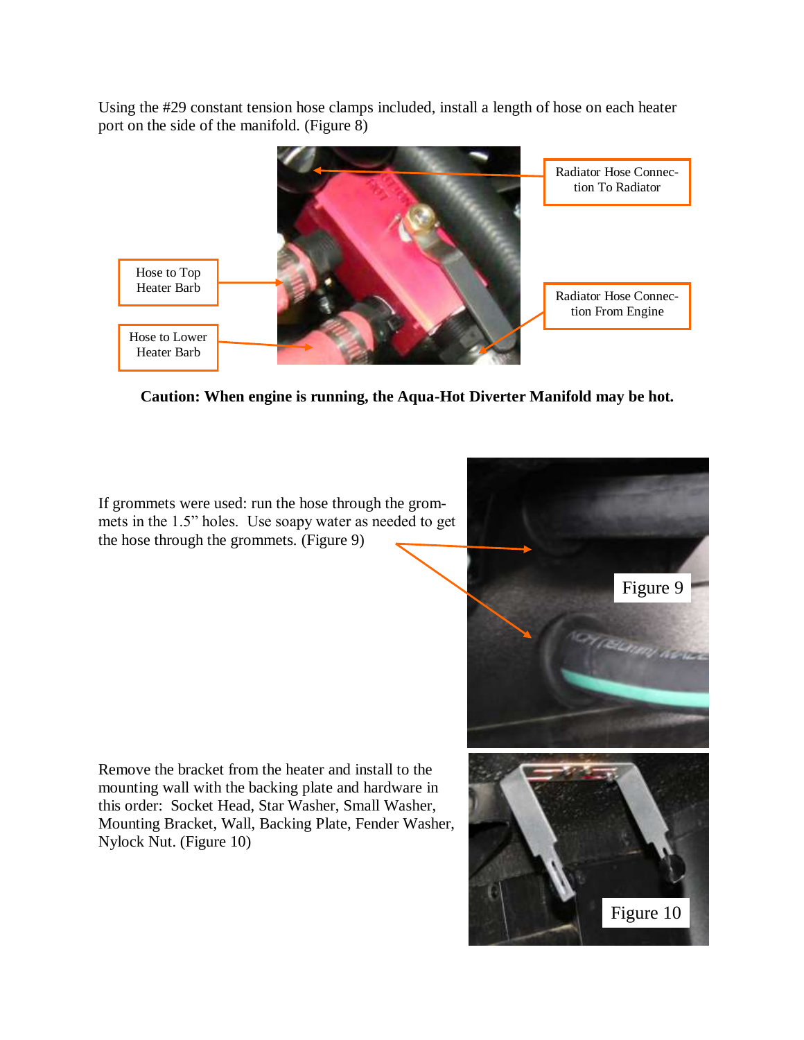Using the #29 constant tension hose clamps included, install a length of hose on each heater port on the side of the manifold. (Figure 8)

Radiator Hose Connection To Radiator

Hose to Top Heater Barb

Radiator Hose Connection From Engine

Hose to Lower Heater Barb

**Caution: When engine is running, the Aqua-Hot Diverter Manifold may be hot.**

If grommets were used: run the hose through the grommets in the 1.5" holes. Use soapy water as needed to get the hose through the grommets. (Figure 9)

Figure 9

Remove the bracket from the heater and install to the mounting wall with the backing plate and hardware in this order: Socket Head, Star Washer, Small Washer, Mounting Bracket, Wall, Backing Plate, Fender Washer, Nylock Nut. (Figure 10)

Figure 10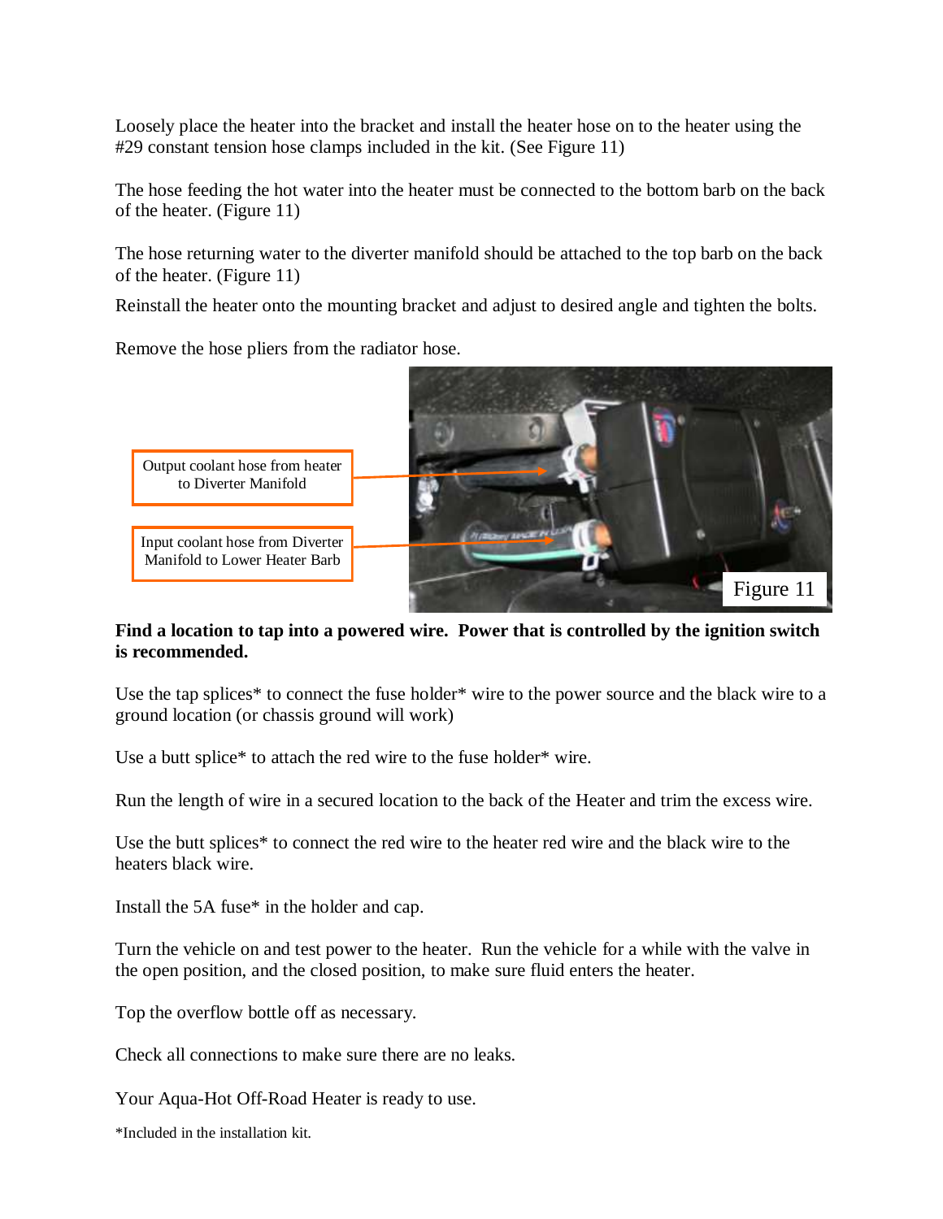Loosely place the heater into the bracket and install the heater hose on to the heater using the #29 constant tension hose clamps included in the kit. (See Figure 11)

The hose feeding the hot water into the heater must be connected to the bottom barb on the back of the heater. (Figure 11)

The hose returning water to the diverter manifold should be attached to the top barb on the back of the heater. (Figure 11)

Reinstall the heater onto the mounting bracket and adjust to desired angle and tighten the bolts.

Remove the hose pliers from the radiator hose.

Output coolant hose from heater to Diverter Manifold

Input coolant hose from Diverter Manifold to Lower Heater Barb

Figure 11

**Find a location to tap into a powered wire. Power that is controlled by the ignition switch is recommended.**

Use the tap splices* to connect the fuse holder* wire to the power source and the black wire to a ground location (or chassis ground will work)

Use a butt splice* to attach the red wire to the fuse holder* wire.

Run the length of wire in a secured location to the back of the Heater and trim the excess wire.

Use the butt splices* to connect the red wire to the heater red wire and the black wire to the heaters black wire.

Install the 5A fuse* in the holder and cap.

Turn the vehicle on and test power to the heater. Run the vehicle for a while with the valve in the open position, and the closed position, to make sure fluid enters the heater.

Top the overflow bottle off as necessary.

Check all connections to make sure there are no leaks.

Your Aqua-Hot Off-Road Heater is ready to use.

*Included in the installation kit.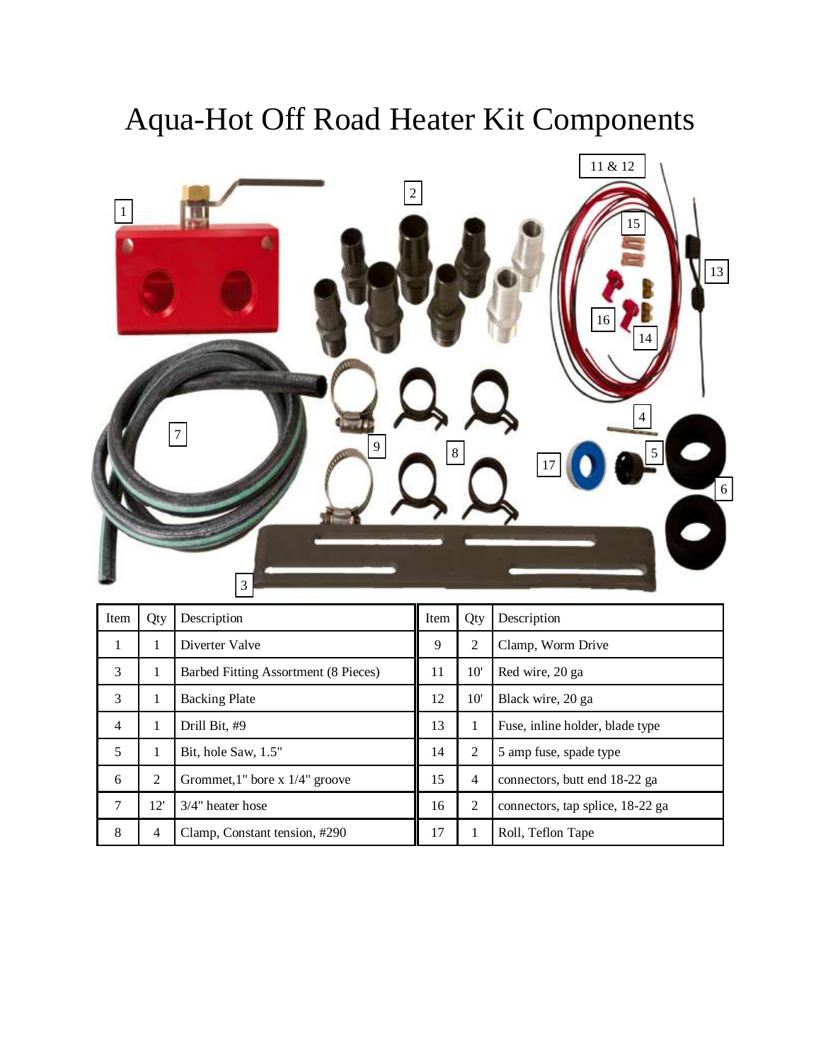# Aqua-Hot Off Road Heater Kit Components

11 & 12

1

2

15

13

16

14

4

7

9

8

17

5

6

3

| Item | Qty | Description | Item | Qty | Description |
|---|---|---|---|---|---|
| 1 | 1 | Diverter Valve | 9 | 2 | Clamp, Worm Drive |
| 3 | 1 | Barbed Fitting Assortment (8 Pieces) | 11 | 10' | Red wire, 20 ga |
| 3 | 1 | Backing Plate | 12 | 10' | Black wire, 20 ga |
| 4 | 1 | Drill Bit, #9 | 13 | 1 | Fuse, inline holder, blade type |
| 5 | 1 | Bit, hole Saw, 1.5" | 14 | 2 | 5 amp fuse, spade type |
| 6 | 2 | Grommet,1" bore x 1/4" groove | 15 | 4 | connectors, butt end 18-22 ga |
| 7 | 12' | 3/4" heater hose | 16 | 2 | connectors, tap splice, 18-22 ga |
| 8 | 4 | Clamp, Constant tension, #290 | 17 | 1 | Roll, Teflon Tape |